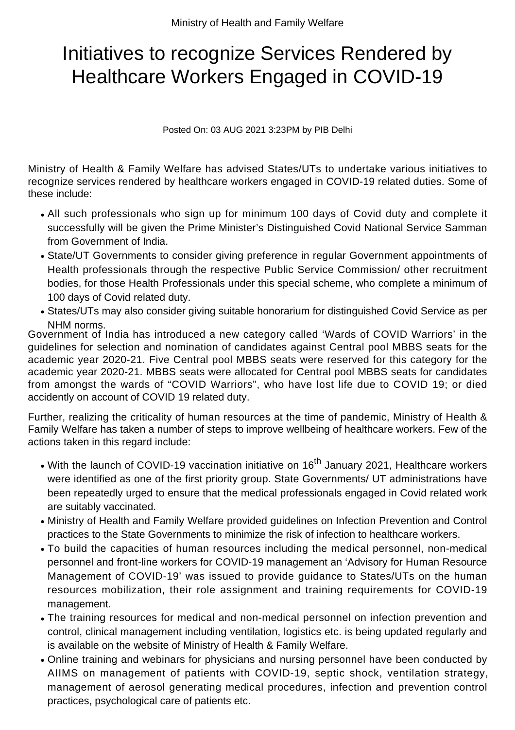Ministry of Health and Family Welfare

# Initiatives to recognize Services Rendered by Healthcare Workers Engaged in COVID-19

Posted On: 03 AUG 2021 3:23PM by PIB Delhi

Ministry of Health & Family Welfare has advised States/UTs to undertake various initiatives to recognize services rendered by healthcare workers engaged in COVID-19 related duties. Some of these include:

- All such professionals who sign up for minimum 100 days of Covid duty and complete it successfully will be given the Prime Minister's Distinguished Covid National Service Samman from Government of India.
- State/UT Governments to consider giving preference in regular Government appointments of Health professionals through the respective Public Service Commission/ other recruitment bodies, for those Health Professionals under this special scheme, who complete a minimum of 100 days of Covid related duty.
- States/UTs may also consider giving suitable honorarium for distinguished Covid Service as per NHM norms.

Government of India has introduced a new category called 'Wards of COVID Warriors' in the guidelines for selection and nomination of candidates against Central pool MBBS seats for the academic year 2020-21. Five Central pool MBBS seats were reserved for this category for the academic year 2020-21. MBBS seats were allocated for Central pool MBBS seats for candidates from amongst the wards of "COVID Warriors", who have lost life due to COVID 19; or died accidently on account of COVID 19 related duty.

Further, realizing the criticality of human resources at the time of pandemic, Ministry of Health & Family Welfare has taken a number of steps to improve wellbeing of healthcare workers. Few of the actions taken in this regard include:

- With the launch of COVID-19 vaccination initiative on 16th January 2021, Healthcare workers were identified as one of the first priority group. State Governments/ UT administrations have been repeatedly urged to ensure that the medical professionals engaged in Covid related work are suitably vaccinated.
- Ministry of Health and Family Welfare provided guidelines on Infection Prevention and Control practices to the State Governments to minimize the risk of infection to healthcare workers.
- To build the capacities of human resources including the medical personnel, non-medical personnel and front-line workers for COVID-19 management an 'Advisory for Human Resource Management of COVID-19' was issued to provide guidance to States/UTs on the human resources mobilization, their role assignment and training requirements for COVID-19 management.
- The training resources for medical and non-medical personnel on infection prevention and control, clinical management including ventilation, logistics etc. is being updated regularly and is available on the website of Ministry of Health & Family Welfare.
- Online training and webinars for physicians and nursing personnel have been conducted by AIIMS on management of patients with COVID-19, septic shock, ventilation strategy, management of aerosol generating medical procedures, infection and prevention control practices, psychological care of patients etc.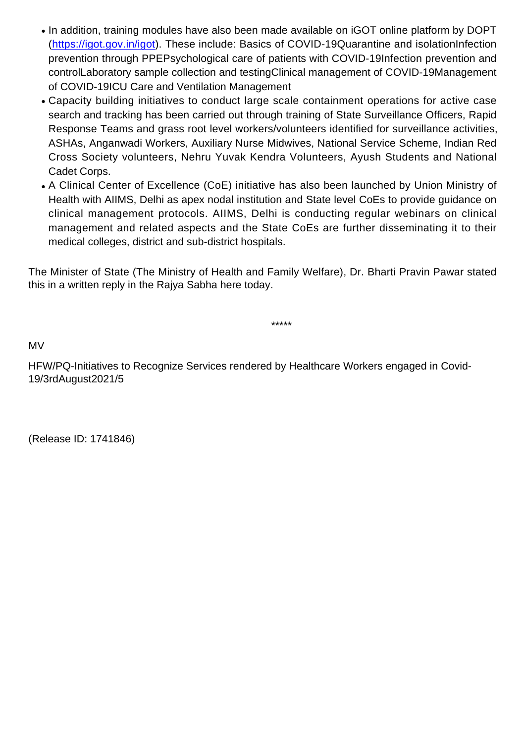- In addition, training modules have also been made available on iGOT online platform by DOPT ([https://igot.gov.in/igot](https://igot.gov.in/igot)). These include: Basics of COVID-19Quarantine and isolationInfection prevention through PPEPsychological care of patients with COVID-19Infection prevention and controlLaboratory sample collection and testingClinical management of COVID-19Management of COVID-19ICU Care and Ventilation Management
- Capacity building initiatives to conduct large scale containment operations for active case search and tracking has been carried out through training of State Surveillance Officers, Rapid Response Teams and grass root level workers/volunteers identified for surveillance activities, ASHAs, Anganwadi Workers, Auxiliary Nurse Midwives, National Service Scheme, Indian Red Cross Society volunteers, Nehru Yuvak Kendra Volunteers, Ayush Students and National Cadet Corps.
- A Clinical Center of Excellence (CoE) initiative has also been launched by Union Ministry of Health with AIIMS, Delhi as apex nodal institution and State level CoEs to provide guidance on clinical management protocols. AIIMS, Delhi is conducting regular webinars on clinical management and related aspects and the State CoEs are further disseminating it to their medical colleges, district and sub-district hospitals.

The Minister of State (The Ministry of Health and Family Welfare), Dr. Bharti Pravin Pawar stated this in a written reply in the Rajya Sabha here today.

*****

MV

HFW/PQ-Initiatives to Recognize Services rendered by Healthcare Workers engaged in Covid-19/3rdAugust2021/5

(Release ID: 1741846)